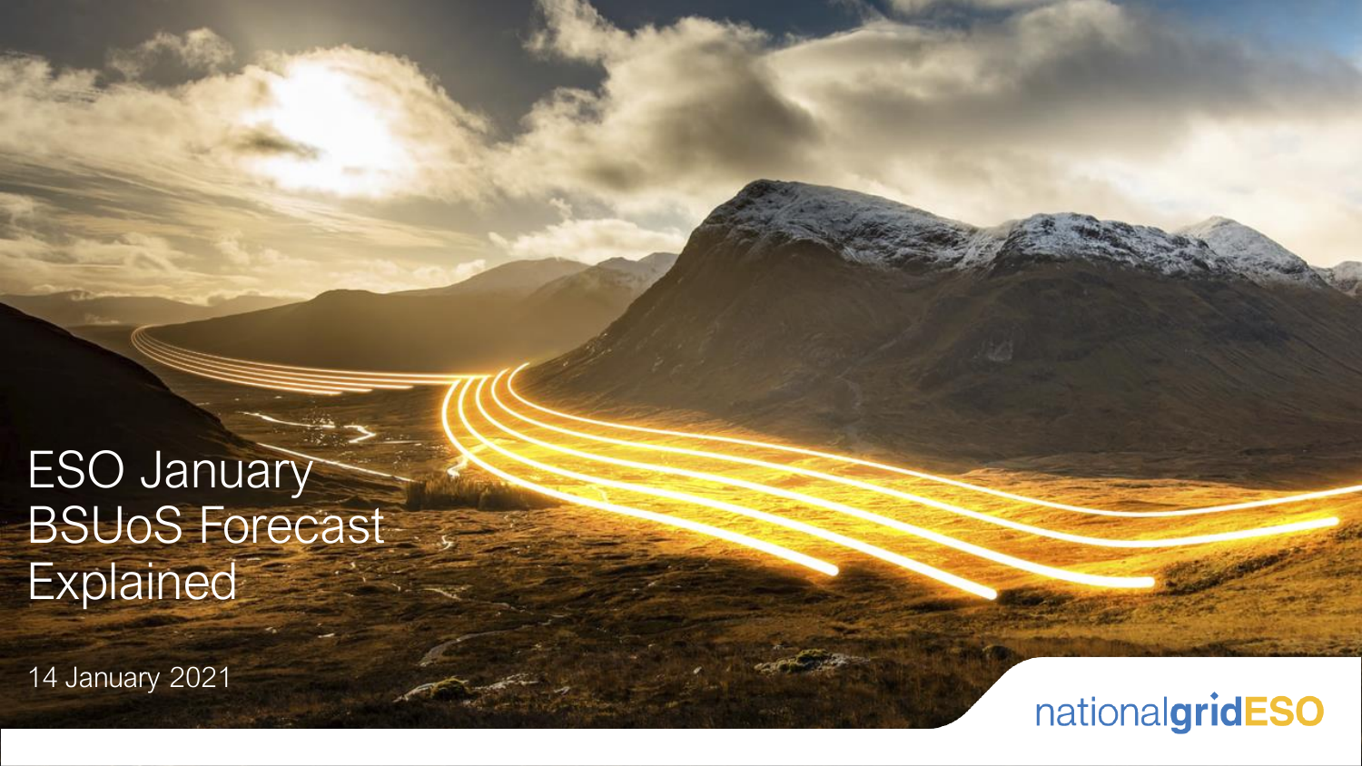# ESO January BSUoS Forecast Explained

14 January 2021

nationalgridESO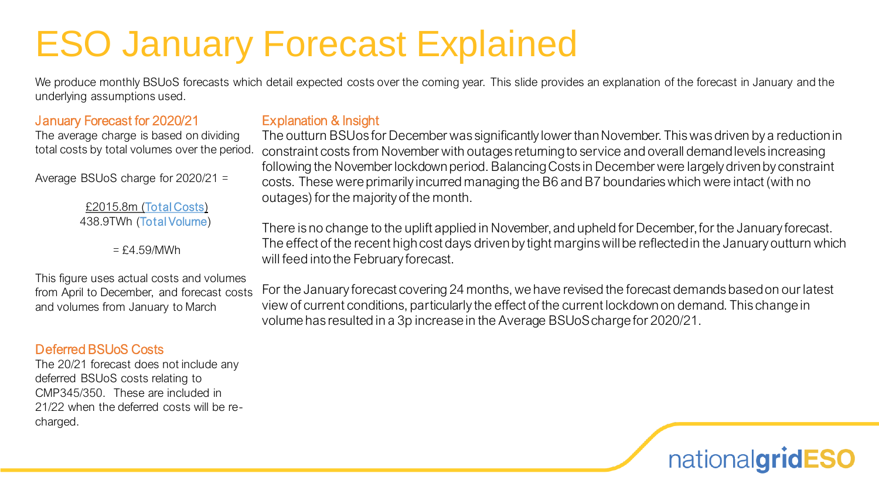# ESO January Forecast Explained

We produce monthly BSUoS forecasts which detail expected costs over the coming year. This slide provides an explanation of the forecast in January and the underlying assumptions used.

## January Forecast for 2020/21

The average charge is based on dividing total costs by total volumes over the period.

Average BSUoS charge for 2020/21 =

$$\frac{£2015.8m\ (\text{Total Costs})}{438.9TWh\ (\text{Total Volume})} = £4.59/MWh$$

This figure uses actual costs and volumes from April to December, and forecast costs and volumes from January to March

## Deferred BSUoS Costs

The 20/21 forecast does not include any deferred BSUoS costs relating to CMP345/350. These are included in 21/22 when the deferred costs will be re-charged.

## Explanation & Insight

The outturn BSUos for December was significantly lower than November. This was driven by a reduction in constraint costs from November with outages returning to service and overall demand levels increasing following the November lockdown period. Balancing Costs in December were largely driven by constraint costs. These were primarily incurred managing the B6 and B7 boundaries which were intact (with no outages) for the majority of the month.

There is no change to the uplift applied in November, and upheld for December, for the January forecast. The effect of the recent high cost days driven by tight margins will be reflected in the January outturn which will feed into the February forecast.

For the January forecast covering 24 months, we have revised the forecast demands based on our latest view of current conditions, particularly the effect of the current lockdown on demand. This change in volume has resulted in a 3p increase in the Average BSUoS charge for 2020/21.